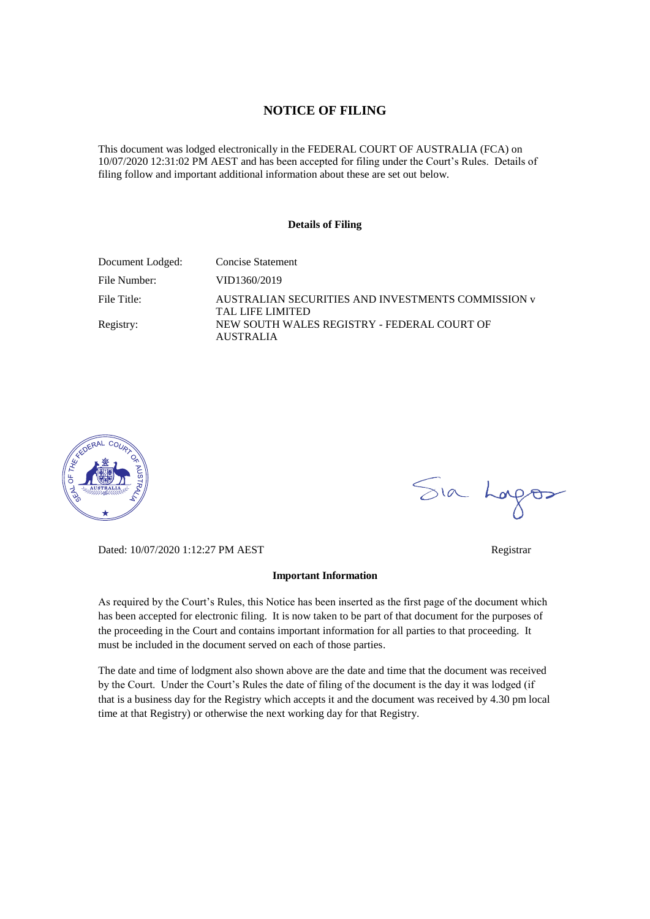# NOTICE OF FILING

This document was lodged electronically in the FEDERAL COURT OF AUSTRALIA (FCA) on 10/07/2020 12:31:02 PM AEST and has been accepted for filing under the Court's Rules. Details of filing follow and important additional information about these are set out below.

### Details of Filing

| | |
|---|---|
| Document Lodged: | Concise Statement |
| File Number: | VID1360/2019 |
| File Title: | AUSTRALIAN SECURITIES AND INVESTMENTS COMMISSION v TAL LIFE LIMITED |
| Registry: | NEW SOUTH WALES REGISTRY - FEDERAL COURT OF AUSTRALIA |

Dated: 10/07/2020 1:12:27 PM AEST

Registrar

### Important Information

As required by the Court's Rules, this Notice has been inserted as the first page of the document which has been accepted for electronic filing. It is now taken to be part of that document for the purposes of the proceeding in the Court and contains important information for all parties to that proceeding. It must be included in the document served on each of those parties.

The date and time of lodgment also shown above are the date and time that the document was received by the Court. Under the Court's Rules the date of filing of the document is the day it was lodged (if that is a business day for the Registry which accepts it and the document was received by 4.30 pm local time at that Registry) or otherwise the next working day for that Registry.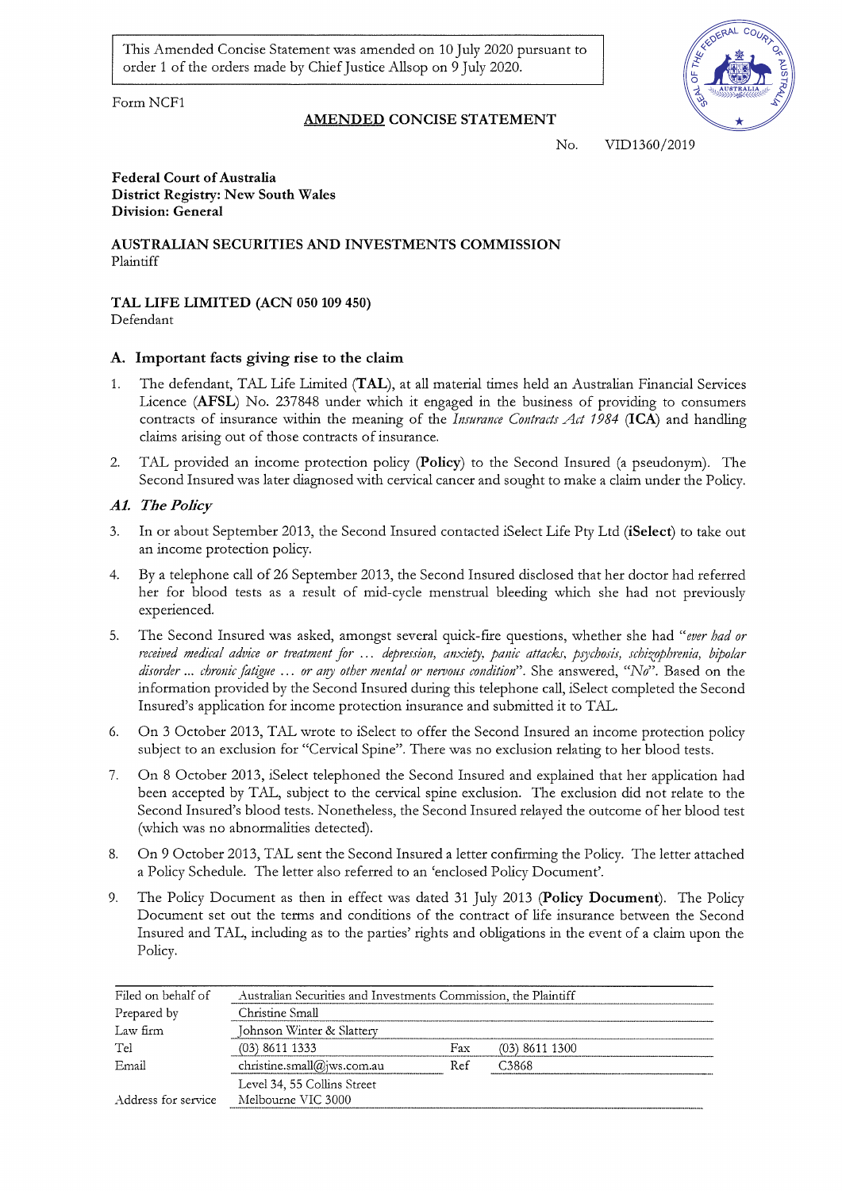This Amended Concise Statement was amended on 10 July 2020 pursuant to order 1 of the orders made by Chief Justice Allsop on 9 July 2020.

Form NCF1

**AMENDED CONCISE STATEMENT**

No. VID1360/2019

**Federal Court of Australia**
**District Registry: New South Wales**
**Division: General**

**AUSTRALIAN SECURITIES AND INVESTMENTS COMMISSION**
Plaintiff

**TAL LIFE LIMITED (ACN 050 109 450)**
Defendant

## A. Important facts giving rise to the claim

1. The defendant, TAL Life Limited (**TAL**), at all material times held an Australian Financial Services Licence (**AFSL**) No. 237848 under which it engaged in the business of providing to consumers contracts of insurance within the meaning of the *Insurance Contracts Act 1984* (**ICA**) and handling claims arising out of those contracts of insurance.

2. TAL provided an income protection policy (**Policy**) to the Second Insured (a pseudonym). The Second Insured was later diagnosed with cervical cancer and sought to make a claim under the Policy.

### *A1. The Policy*

3. In or about September 2013, the Second Insured contacted iSelect Life Pty Ltd (**iSelect**) to take out an income protection policy.

4. By a telephone call of 26 September 2013, the Second Insured disclosed that her doctor had referred her for blood tests as a result of mid-cycle menstrual bleeding which she had not previously experienced.

5. The Second Insured was asked, amongst several quick-fire questions, whether she had *"ever had or received medical advice or treatment for … depression, anxiety, panic attacks, psychosis, schizophrenia, bipolar disorder ... chronic fatigue … or any other mental or nervous condition"*. She answered, *"No"*. Based on the information provided by the Second Insured during this telephone call, iSelect completed the Second Insured's application for income protection insurance and submitted it to TAL.

6. On 3 October 2013, TAL wrote to iSelect to offer the Second Insured an income protection policy subject to an exclusion for "Cervical Spine". There was no exclusion relating to her blood tests.

7. On 8 October 2013, iSelect telephoned the Second Insured and explained that her application had been accepted by TAL, subject to the cervical spine exclusion. The exclusion did not relate to the Second Insured's blood tests. Nonetheless, the Second Insured relayed the outcome of her blood test (which was no abnormalities detected).

8. On 9 October 2013, TAL sent the Second Insured a letter confirming the Policy. The letter attached a Policy Schedule. The letter also referred to an 'enclosed Policy Document'.

9. The Policy Document as then in effect was dated 31 July 2013 (**Policy Document**). The Policy Document set out the terms and conditions of the contract of life insurance between the Second Insured and TAL, including as to the parties' rights and obligations in the event of a claim upon the Policy.

| | | | |
|---|---|---|---|
| Filed on behalf of | Australian Securities and Investments Commission, the Plaintiff | | |
| Prepared by | Christine Small | | |
| Law firm | Johnson Winter & Slattery | | |
| Tel | (03) 8611 1333 | Fax | (03) 8611 1300 |
| Email | christine.small@jws.com.au | Ref | C3868 |
| Address for service | Level 34, 55 Collins Street Melbourne VIC 3000 | | |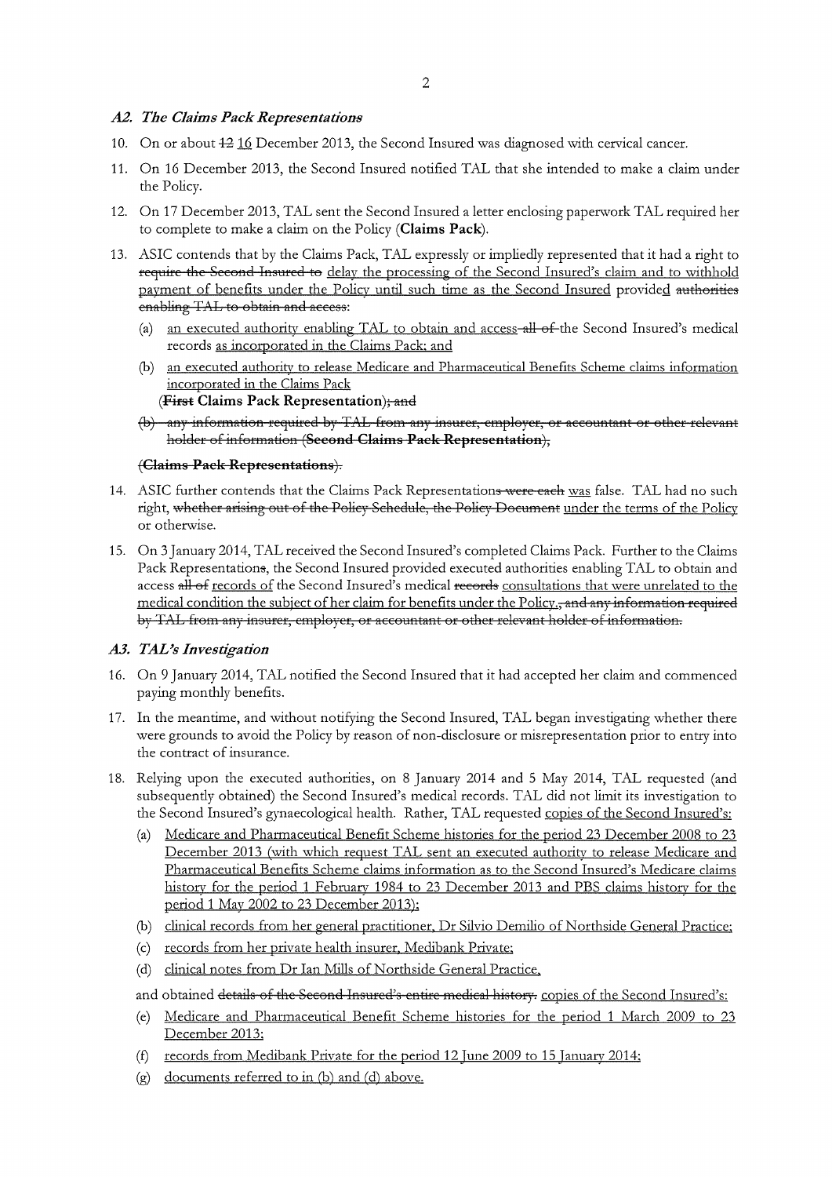### *A2. The Claims Pack Representation~~s~~*

10. On or about ~~12~~ 16 December 2013, the Second Insured was diagnosed with cervical cancer.

11. On 16 December 2013, the Second Insured notified TAL that she intended to make a claim under the Policy.

12. On 17 December 2013, TAL sent the Second Insured a letter enclosing paperwork TAL required her to complete to make a claim on the Policy (**Claims Pack**).

13. ASIC contends that by the Claims Pack, TAL expressly or impliedly represented that it had a right to ~~require the Second Insured to~~ delay the processing of the Second Insured's claim and to withhold payment of benefits under the Policy until such time as the Second Insured provided ~~authorities enabling TAL to obtain and access~~:

    (a) an executed authority enabling TAL to obtain and access ~~all of~~ the Second Insured's medical records as incorporated in the Claims Pack; and

    (b) an executed authority to release Medicare and Pharmaceutical Benefits Scheme claims information incorporated in the Claims Pack

    (~~First~~ **Claims Pack Representation**)~~; and~~

    ~~(b) any information required by TAL from any insurer, employer, or accountant or other relevant holder of information (**Second Claims Pack Representation**),~~

    ~~(**Claims Pack Representations**).~~

14. ASIC further contends that the Claims Pack Representation ~~were each~~ was false. TAL had no such right, ~~whether arising out of the Policy Schedule, the Policy Document~~ under the terms of the Policy or otherwise.

15. On 3 January 2014, TAL received the Second Insured's completed Claims Pack. Further to the Claims Pack Representation~~s~~, the Second Insured provided executed authorities enabling TAL to obtain and access ~~all of~~ records of the Second Insured's medical ~~records~~ consultations that were unrelated to the medical condition the subject of her claim for benefits under the Policy.~~, and any information required by TAL from any insurer, employer, or accountant or other relevant holder of information.~~

### *A3. TAL's Investigation*

16. On 9 January 2014, TAL notified the Second Insured that it had accepted her claim and commenced paying monthly benefits.

17. In the meantime, and without notifying the Second Insured, TAL began investigating whether there were grounds to avoid the Policy by reason of non-disclosure or misrepresentation prior to entry into the contract of insurance.

18. Relying upon the executed authorities, on 8 January 2014 and 5 May 2014, TAL requested (and subsequently obtained) the Second Insured's medical records. TAL did not limit its investigation to the Second Insured's gynaecological health. Rather, TAL requested copies of the Second Insured's:

    (a) Medicare and Pharmaceutical Benefit Scheme histories for the period 23 December 2008 to 23 December 2013 (with which request TAL sent an executed authority to release Medicare and Pharmaceutical Benefits Scheme claims information as to the Second Insured's Medicare claims history for the period 1 February 1984 to 23 December 2013 and PBS claims history for the period 1 May 2002 to 23 December 2013);

    (b) clinical records from her general practitioner, Dr Silvio Demilio of Northside General Practice;

    (c) records from her private health insurer, Medibank Private;

    (d) clinical notes from Dr Ian Mills of Northside General Practice,

    and obtained ~~details of the Second Insured's entire medical history.~~ copies of the Second Insured's:

    (e) Medicare and Pharmaceutical Benefit Scheme histories for the period 1 March 2009 to 23 December 2013;

    (f) records from Medibank Private for the period 12 June 2009 to 15 January 2014;

    (g) documents referred to in (b) and (d) above.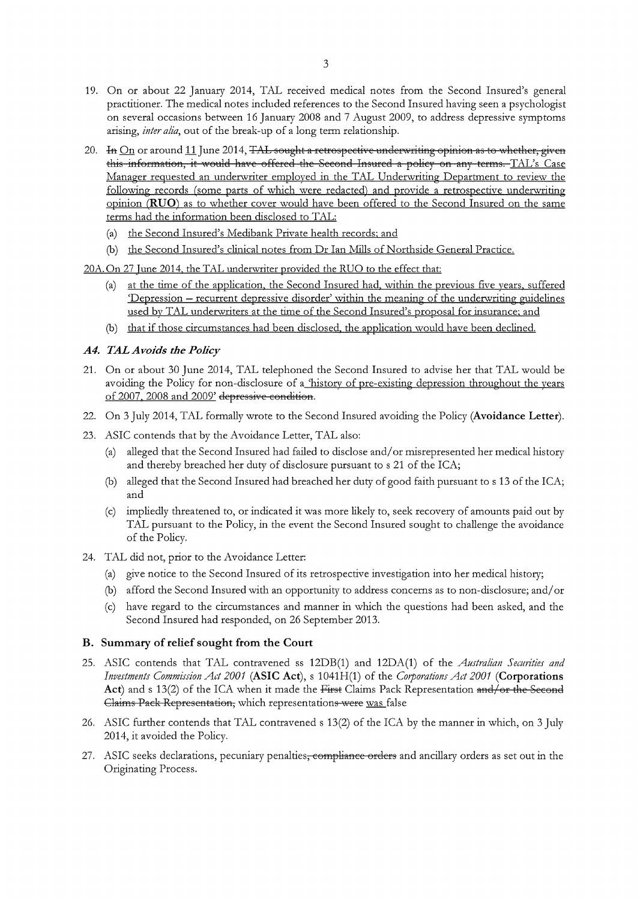19. On or about 22 January 2014, TAL received medical notes from the Second Insured's general practitioner. The medical notes included references to the Second Insured having seen a psychologist on several occasions between 16 January 2008 and 7 August 2009, to address depressive symptoms arising, *inter alia*, out of the break-up of a long term relationship.

20. ~~In~~ <u>On</u> or around <u>11</u> June 2014, ~~TAL sought a retrospective underwriting opinion as to whether, given this information, it would have offered the Second Insured a policy on any terms.~~ <u>TAL's Case Manager requested an underwriter employed in the TAL Underwriting Department to review the following records (some parts of which were redacted) and provide a retrospective underwriting opinion (**RUO**) as to whether cover would have been offered to the Second Insured on the same terms had the information been disclosed to TAL:</u>
    (a) <u>the Second Insured's Medibank Private health records; and</u>
    (b) <u>the Second Insured's clinical notes from Dr Ian Mills of Northside General Practice.</u>

<u>20A. On 27 June 2014, the TAL underwriter provided the RUO to the effect that:</u>
    (a) <u>at the time of the application, the Second Insured had, within the previous five years, suffered 'Depression – recurrent depressive disorder' within the meaning of the underwriting guidelines used by TAL underwriters at the time of the Second Insured's proposal for insurance; and</u>
    (b) <u>that if those circumstances had been disclosed, the application would have been declined.</u>

### *A4. TAL Avoids the Policy*

21. On or about 30 June 2014, TAL telephoned the Second Insured to advise her that TAL would be avoiding the Policy for non-disclosure of a <u>'history of pre-existing depression throughout the years of 2007, 2008 and 2009'</u> ~~depressive condition~~.

22. On 3 July 2014, TAL formally wrote to the Second Insured avoiding the Policy (**Avoidance Letter**).

23. ASIC contends that by the Avoidance Letter, TAL also:
    (a) alleged that the Second Insured had failed to disclose and/or misrepresented her medical history and thereby breached her duty of disclosure pursuant to s 21 of the ICA;
    (b) alleged that the Second Insured had breached her duty of good faith pursuant to s 13 of the ICA; and
    (c) impliedly threatened to, or indicated it was more likely to, seek recovery of amounts paid out by TAL pursuant to the Policy, in the event the Second Insured sought to challenge the avoidance of the Policy.

24. TAL did not, prior to the Avoidance Letter:
    (a) give notice to the Second Insured of its retrospective investigation into her medical history;
    (b) afford the Second Insured with an opportunity to address concerns as to non-disclosure; and/or
    (c) have regard to the circumstances and manner in which the questions had been asked, and the Second Insured had responded, on 26 September 2013.

## B. Summary of relief sought from the Court

25. ASIC contends that TAL contravened ss 12DB(1) and 12DA(1) of the *Australian Securities and Investments Commission Act 2001* (**ASIC Act**), s 1041H(1) of the *Corporations Act 2001* (**Corporations Act**) and s 13(2) of the ICA when it made the ~~First~~ Claims Pack Representation ~~and/or the Second Claims Pack Representation,~~ which representations ~~were~~ <u>was</u> false

26. ASIC further contends that TAL contravened s 13(2) of the ICA by the manner in which, on 3 July 2014, it avoided the Policy.

27. ASIC seeks declarations, pecuniary penalties~~, compliance orders~~ and ancillary orders as set out in the Originating Process.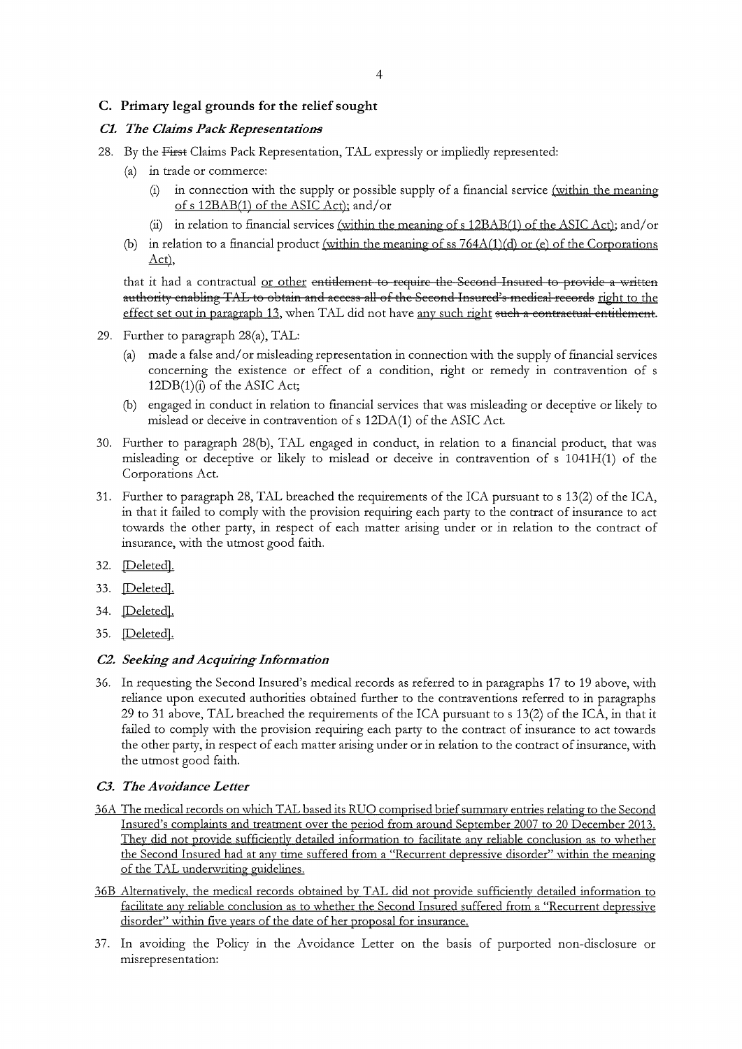## C. Primary legal grounds for the relief sought

### *C1. The Claims Pack Representations*

28. By the ~~First~~ Claims Pack Representation, TAL expressly or impliedly represented:
    (a) in trade or commerce:
        (i) in connection with the supply or possible supply of a financial service <u>(within the meaning of s 12BAB(1) of the ASIC Act)</u>; and/or
        (ii) in relation to financial services <u>(within the meaning of s 12BAB(1) of the ASIC Act)</u>; and/or
    (b) in relation to a financial product <u>(within the meaning of ss 764A(1)(d) or (e) of the Corporations Act)</u>,

    that it had a contractual <u>or other</u> ~~entitlement to require the Second Insured to provide a written authority enabling TAL to obtain and access all of the Second Insured's medical records~~ <u>right to the effect set out in paragraph 13</u>, when TAL did not have <u>any such right</u> ~~such a contractual entitlement~~.

29. Further to paragraph 28(a), TAL:
    (a) made a false and/or misleading representation in connection with the supply of financial services concerning the existence or effect of a condition, right or remedy in contravention of s 12DB(1)(i) of the ASIC Act;
    (b) engaged in conduct in relation to financial services that was misleading or deceptive or likely to mislead or deceive in contravention of s 12DA(1) of the ASIC Act.

30. Further to paragraph 28(b), TAL engaged in conduct, in relation to a financial product, that was misleading or deceptive or likely to mislead or deceive in contravention of s 1041H(1) of the Corporations Act.

31. Further to paragraph 28, TAL breached the requirements of the ICA pursuant to s 13(2) of the ICA, in that it failed to comply with the provision requiring each party to the contract of insurance to act towards the other party, in respect of each matter arising under or in relation to the contract of insurance, with the utmost good faith.

32. <u>[Deleted]</u>.

33. <u>[Deleted]</u>.

34. <u>[Deleted]</u>.

35. <u>[Deleted]</u>.

### *C2. Seeking and Acquiring Information*

36. In requesting the Second Insured's medical records as referred to in paragraphs 17 to 19 above, with reliance upon executed authorities obtained further to the contraventions referred to in paragraphs 29 to 31 above, TAL breached the requirements of the ICA pursuant to s 13(2) of the ICA, in that it failed to comply with the provision requiring each party to the contract of insurance to act towards the other party, in respect of each matter arising under or in relation to the contract of insurance, with the utmost good faith.

### *C3. The Avoidance Letter*

<u>36A The medical records on which TAL based its RUO comprised brief summary entries relating to the Second Insured's complaints and treatment over the period from around September 2007 to 20 December 2013. They did not provide sufficiently detailed information to facilitate any reliable conclusion as to whether the Second Insured had at any time suffered from a "Recurrent depressive disorder" within the meaning of the TAL underwriting guidelines.</u>

<u>36B Alternatively, the medical records obtained by TAL did not provide sufficiently detailed information to facilitate any reliable conclusion as to whether the Second Insured suffered from a "Recurrent depressive disorder" within five years of the date of her proposal for insurance.</u>

37. In avoiding the Policy in the Avoidance Letter on the basis of purported non-disclosure or misrepresentation: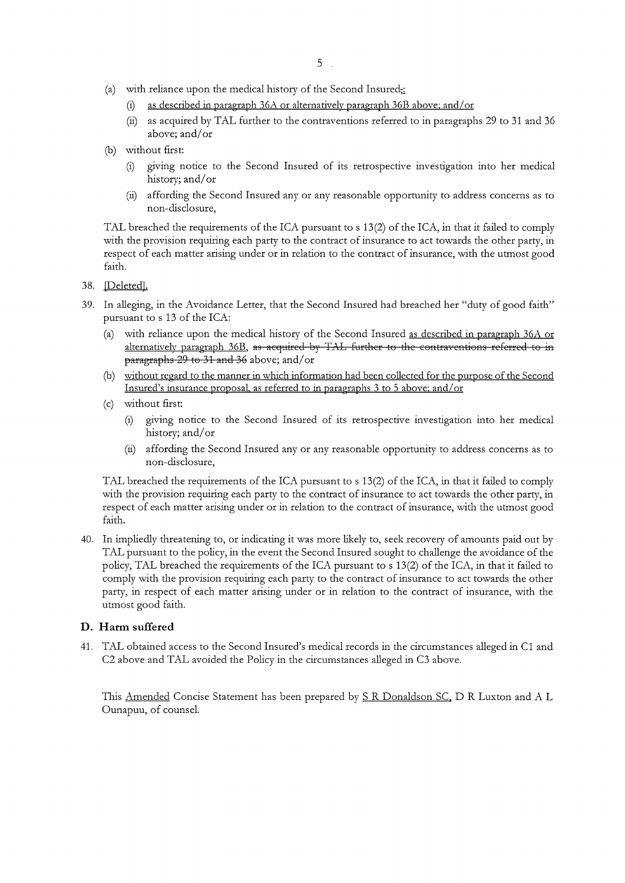(a) with reliance upon the medical history of the Second Insured~~,~~:

   (i) <u>as described in paragraph 36A or alternatively paragraph 36B above; and/or</u>

   (ii) as acquired by TAL further to the contraventions referred to in paragraphs 29 to 31 and 36 above; and/or

(b) without first:

   (i) giving notice to the Second Insured of its retrospective investigation into her medical history; and/or

   (ii) affording the Second Insured any or any reasonable opportunity to address concerns as to non-disclosure,

TAL breached the requirements of the ICA pursuant to s 13(2) of the ICA, in that it failed to comply with the provision requiring each party to the contract of insurance to act towards the other party, in respect of each matter arising under or in relation to the contract of insurance, with the utmost good faith.

38. <u>[Deleted].</u>

39. In alleging, in the Avoidance Letter, that the Second Insured had breached her "duty of good faith" pursuant to s 13 of the ICA:

   (a) with reliance upon the medical history of the Second Insured <u>as described in paragraph 36A or alternatively paragraph 36B</u>, ~~as acquired by TAL further to the contraventions referred to in paragraphs 29 to 31 and 36~~ above; and/or

   (b) <u>without regard to the manner in which information had been collected for the purpose of the Second Insured's insurance proposal, as referred to in paragraphs 3 to 5 above; and/or</u>

   (c) without first:

      (i) giving notice to the Second Insured of its retrospective investigation into her medical history; and/or

      (ii) affording the Second Insured any or any reasonable opportunity to address concerns as to non-disclosure,

   TAL breached the requirements of the ICA pursuant to s 13(2) of the ICA, in that it failed to comply with the provision requiring each party to the contract of insurance to act towards the other party, in respect of each matter arising under or in relation to the contract of insurance, with the utmost good faith.

40. In impliedly threatening to, or indicating it was more likely to, seek recovery of amounts paid out by TAL pursuant to the policy, in the event the Second Insured sought to challenge the avoidance of the policy, TAL breached the requirements of the ICA pursuant to s 13(2) of the ICA, in that it failed to comply with the provision requiring each party to the contract of insurance to act towards the other party, in respect of each matter arising under or in relation to the contract of insurance, with the utmost good faith.

## D. Harm suffered

41. TAL obtained access to the Second Insured's medical records in the circumstances alleged in C1 and C2 above and TAL avoided the Policy in the circumstances alleged in C3 above.

This <u>Amended</u> Concise Statement has been prepared by <u>S R Donaldson SC,</u> D R Luxton and A L Ounapuu, of counsel.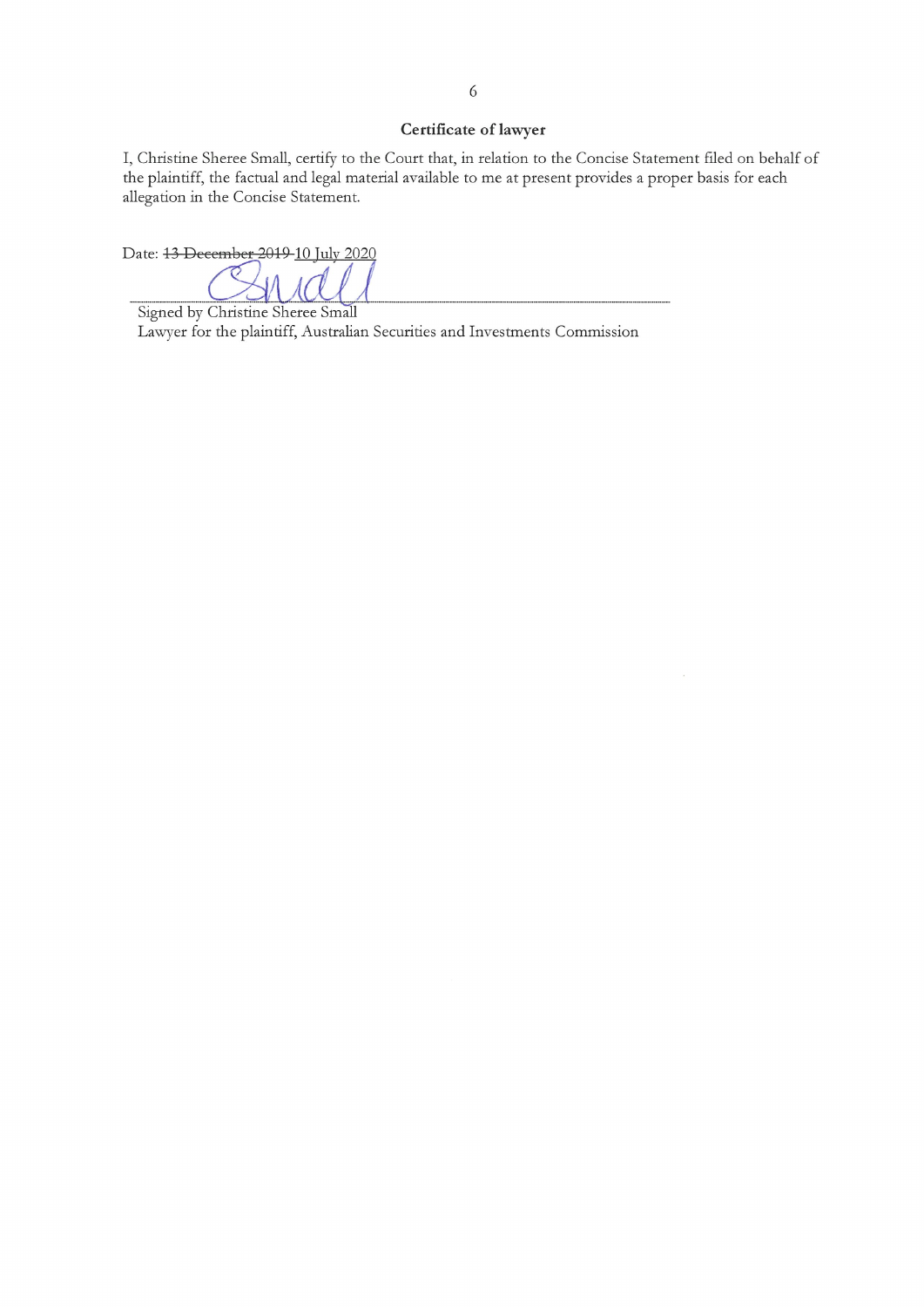**Certificate of lawyer**

I, Christine Sheree Small, certify to the Court that, in relation to the Concise Statement filed on behalf of the plaintiff, the factual and legal material available to me at present provides a proper basis for each allegation in the Concise Statement.

Date: ~~13 December 2019~~ 10 July 2020

Signed by Christine Sheree Small
Lawyer for the plaintiff, Australian Securities and Investments Commission